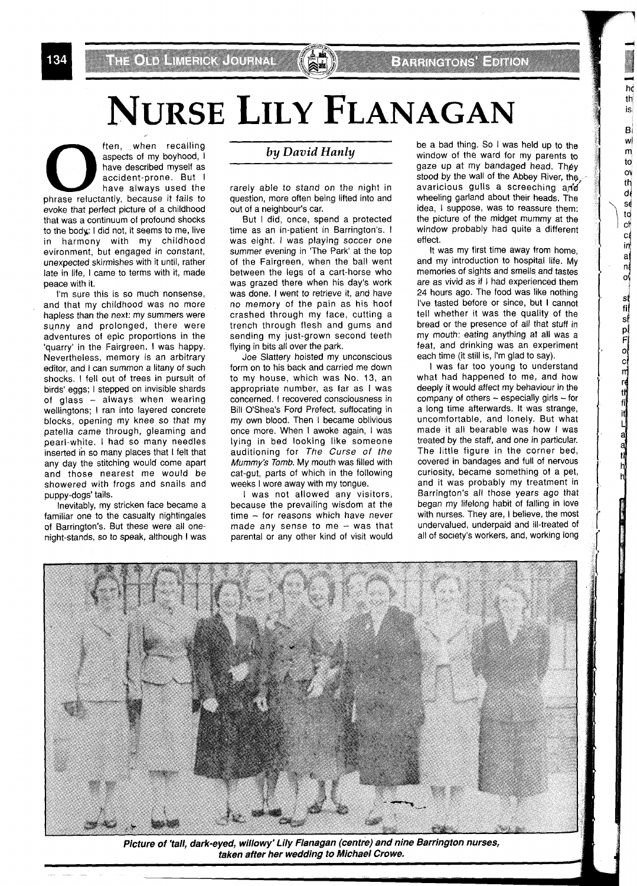# NURSE LILY FLANAGAN

*by David Hanly*

Often, when recalling aspects of my boyhood, I have described myself as accident-prone. But I have always used the phrase reluctantly, because it fails to evoke that perfect picture of a childhood that was a continuum of profound shocks to the body: I did not, it seems to me, live in harmony with my childhood environment, but engaged in constant, unexpected skirmishes with it until, rather late in life, I came to terms with it, made peace with it.

I'm sure this is so much nonsense, and that my childhood was no more hapless than the next: my summers were sunny and prolonged, there were adventures of epic proportions in the 'quarry' in the Fairgreen. I was happy. Nevertheless, memory is an arbitrary editor, and I can summon a litany of such shocks. I fell out of trees in pursuit of birds' eggs; I stepped on invisible shards of glass – always when wearing wellingtons; I ran into layered concrete blocks, opening my knee so that my patella came through, gleaming and pearl-white. I had so many needles inserted in so many places that I felt that any day the stitching would come apart and those nearest me would be showered with frogs and snails and puppy-dogs' tails.

Inevitably, my stricken face became a familiar one to the casualty nightingales of Barrington's. But these were all one-night-stands, so to speak, although I was rarely able to stand on the night in question, more often being lifted into and out of a neighbour's car.

But I did, once, spend a protected time as an in-patient in Barrington's. I was eight. I was playing soccer one summer evening in 'The Park' at the top of the Fairgreen, when the ball went between the legs of a cart-horse who was grazed there when his day's work was done. I went to retrieve it, and have no memory of the pain as his hoof crashed through my face, cutting a trench through flesh and gums and sending my just-grown second teeth flying in bits all over the park.

Joe Slattery hoisted my unconscious form on to his back and carried me down to my house, which was No. 13, an appropriate number, as far as I was concerned. I recovered consciousness in Bill O'Shea's Ford Prefect, suffocating in my own blood. Then I became oblivious once more. When I awoke again, I was lying in bed looking like someone auditioning for *The Curse of the Mummy's Tomb*. My mouth was filled with cat-gut, parts of which in the following weeks I wore away with my tongue.

I was not allowed any visitors, because the prevailing wisdom at the time – for reasons which have never made any sense to me – was that parental or any other kind of visit would be a bad thing. So I was held up to the window of the ward for my parents to gaze up at my bandaged head. They stood by the wall of the Abbey River, the avaricious gulls a screeching and wheeling garland about their heads. The idea, I suppose, was to reassure them: the picture of the midget mummy at the window probably had quite a different effect.

It was my first time away from home, and my introduction to hospital life. My memories of sights and smells and tastes are as vivid as if I had experienced them 24 hours ago. The food was like nothing I've tasted before or since, but I cannot tell whether it was the quality of the bread or the presence of all that stuff in my mouth: eating anything at all was a feat, and drinking was an experiment each time (it still is, I'm glad to say).

I was far too young to understand what had happened to me, and how deeply it would affect my behaviour in the company of others – especially girls – for a long time afterwards. It was strange, uncomfortable, and lonely. But what made it all bearable was how I was treated by the staff, and one in particular. The little figure in the corner bed, covered in bandages and full of nervous curiosity, became something of a pet, and it was probably my treatment in Barrington's all those years ago that began my lifelong habit of falling in love with nurses. They are, I believe, the most undervalued, underpaid and ill-treated of all of society's workers, and, working long

*Picture of 'tall, dark-eyed, willowy' Lily Flanagan (centre) and nine Barrington nurses, taken after her wedding to Michael Crowe.*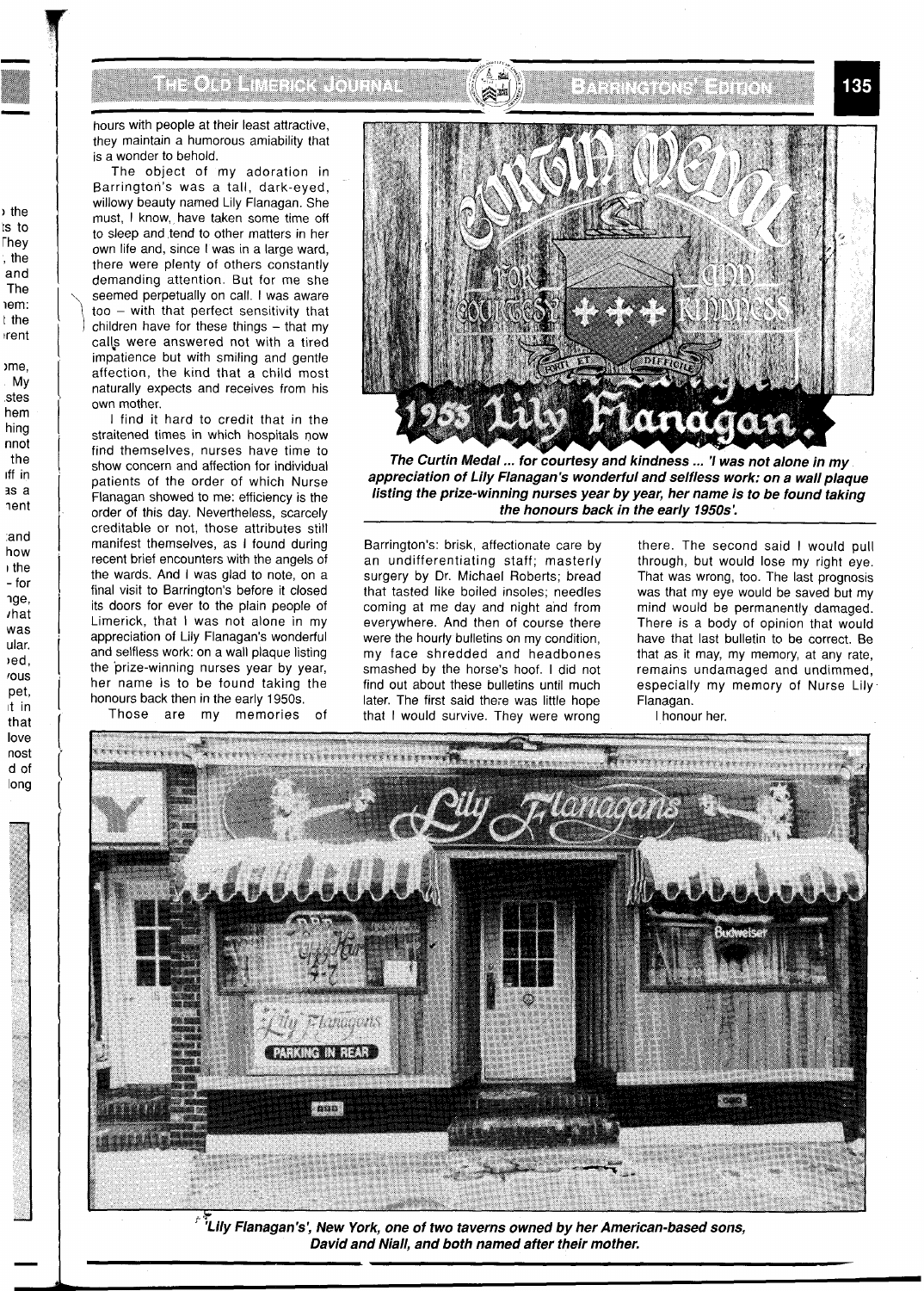hours with people at their least attractive, they maintain a humorous amiability that is a wonder to behold.

The object of my adoration in Barrington's was a tall, dark-eyed, willowy beauty named Lily Flanagan. She must, I know, have taken some time off to sleep and tend to other matters in her own life and, since I was in a large ward, there were plenty of others constantly demanding attention. But for me she seemed perpetually on call. I was aware too – with that perfect sensitivity that children have for these things – that my calls were answered not with a tired impatience but with smiling and gentle affection, the kind that a child most naturally expects and receives from his own mother.

I find it hard to credit that in the straitened times in which hospitals now find themselves, nurses have time to show concern and affection for individual patients of the order of which Nurse Flanagan showed to me: efficiency is the order of this day. Nevertheless, scarcely creditable or not, those attributes still manifest themselves, as I found during recent brief encounters with the angels of the wards. And I was glad to note, on a final visit to Barrington's before it closed its doors for ever to the plain people of Limerick, that I was not alone in my appreciation of Lily Flanagan's wonderful and selfless work: on a wall plaque listing the prize-winning nurses year by year, her name is to be found taking the honours back then in the early 1950s.

Those are my memories of Barrington's: brisk, affectionate care by an undifferentiating staff; masterly surgery by Dr. Michael Roberts; bread that tasted like boiled insoles; needles coming at me day and night and from everywhere. And then of course there were the hourly bulletins on my condition, my face shredded and headbones smashed by the horse's hoof. I did not find out about these bulletins until much later. The first said there was little hope that I would survive. They were wrong there. The second said I would pull through, but would lose my right eye. That was wrong, too. The last prognosis was that my eye would be saved but my mind would be permanently damaged. There is a body of opinion that would have that last bulletin to be correct. Be that as it may, my memory, at any rate, remains undamaged and undimmed, especially my memory of Nurse Lily Flanagan.

I honour her.

***The Curtin Medal ... for courtesy and kindness ... 'I was not alone in my appreciation of Lily Flanagan's wonderful and selfless work: on a wall plaque listing the prize-winning nurses year by year, her name is to be found taking the honours back in the early 1950s'.***

***'Lily Flanagan's', New York, one of two taverns owned by her American-based sons, David and Niall, and both named after their mother.***